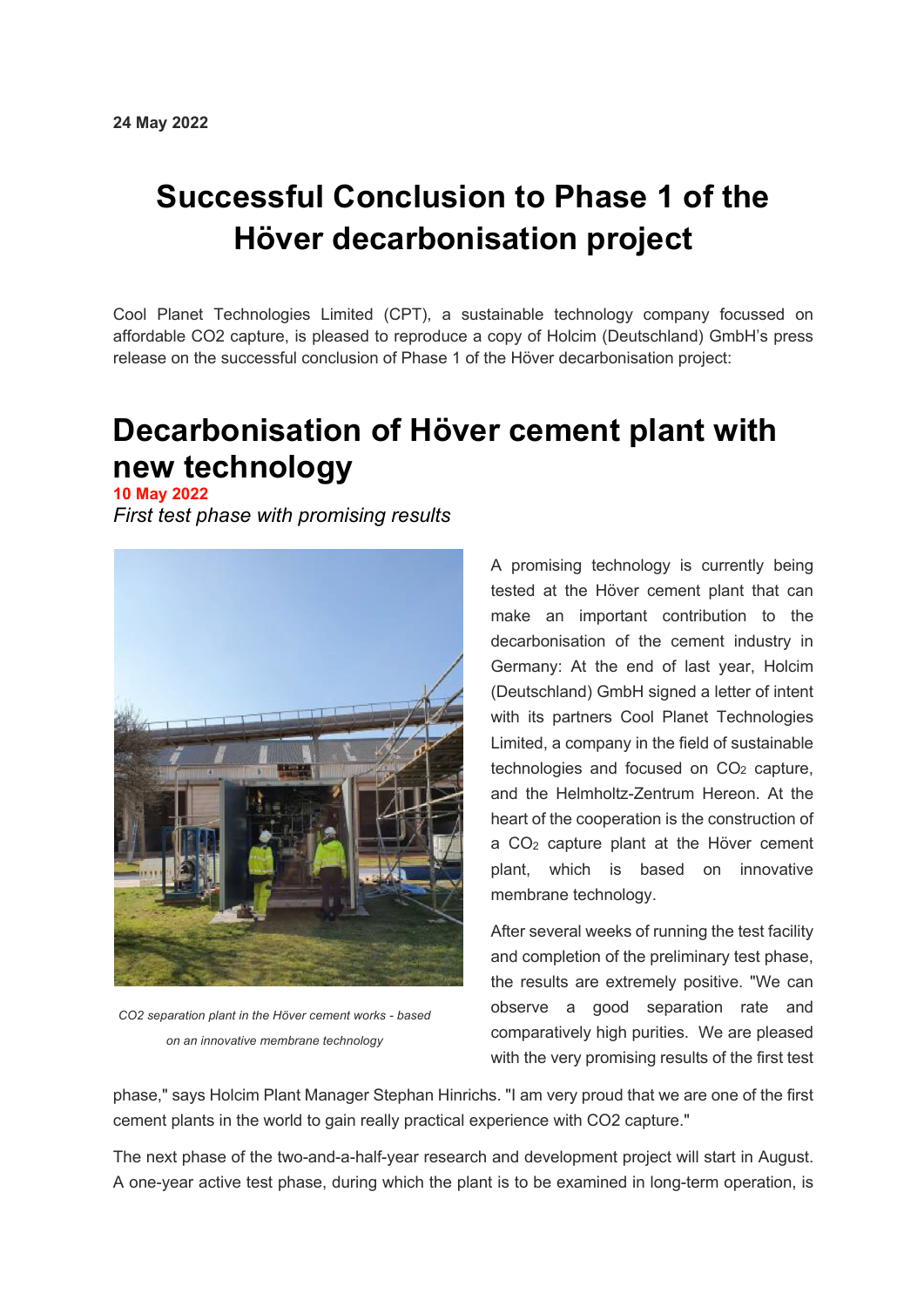**24 May 2022**

# Successful Conclusion to Phase 1 of the Höver decarbonisation project

Cool Planet Technologies Limited (CPT), a sustainable technology company focussed on affordable CO2 capture, is pleased to reproduce a copy of Holcim (Deutschland) GmbH's press release on the successful conclusion of Phase 1 of the Höver decarbonisation project:

## Decarbonisation of Höver cement plant with new technology

**10 May 2022**

*First test phase with promising results*

*CO2 separation plant in the Höver cement works - based on an innovative membrane technology*

A promising technology is currently being tested at the Höver cement plant that can make an important contribution to the decarbonisation of the cement industry in Germany: At the end of last year, Holcim (Deutschland) GmbH signed a letter of intent with its partners Cool Planet Technologies Limited, a company in the field of sustainable technologies and focused on $CO_2$ capture, and the Helmholtz-Zentrum Hereon. At the heart of the cooperation is the construction of a $CO_2$ capture plant at the Höver cement plant, which is based on innovative membrane technology.

After several weeks of running the test facility and completion of the preliminary test phase, the results are extremely positive. "We can observe a good separation rate and comparatively high purities. We are pleased with the very promising results of the first test phase," says Holcim Plant Manager Stephan Hinrichs. "I am very proud that we are one of the first cement plants in the world to gain really practical experience with CO2 capture."

The next phase of the two-and-a-half-year research and development project will start in August. A one-year active test phase, during which the plant is to be examined in long-term operation, is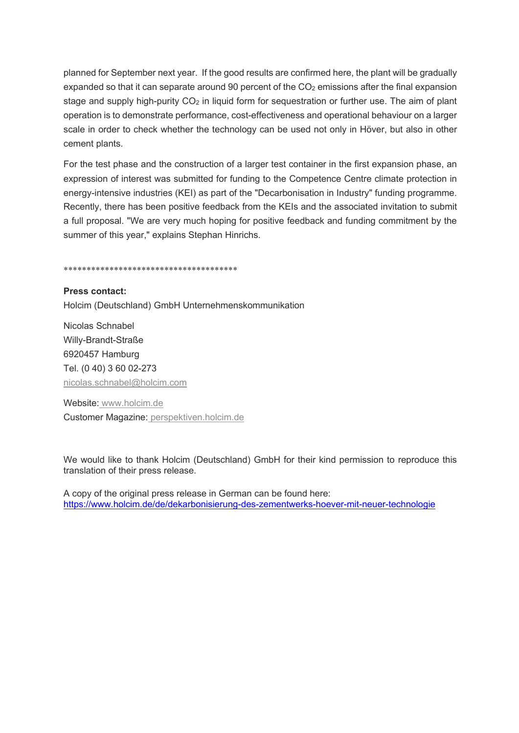planned for September next year. If the good results are confirmed here, the plant will be gradually expanded so that it can separate around 90 percent of the $CO_2$ emissions after the final expansion stage and supply high-purity $CO_2$ in liquid form for sequestration or further use. The aim of plant operation is to demonstrate performance, cost-effectiveness and operational behaviour on a larger scale in order to check whether the technology can be used not only in Höver, but also in other cement plants.

For the test phase and the construction of a larger test container in the first expansion phase, an expression of interest was submitted for funding to the Competence Centre climate protection in energy-intensive industries (KEI) as part of the "Decarbonisation in Industry" funding programme. Recently, there has been positive feedback from the KEIs and the associated invitation to submit a full proposal. "We are very much hoping for positive feedback and funding commitment by the summer of this year," explains Stephan Hinrichs.

**************************************

**Press contact:**
Holcim (Deutschland) GmbH Unternehmenskommunikation

Nicolas Schnabel
Willy-Brandt-Straße
6920457 Hamburg
Tel. (0 40) 3 60 02-273
nicolas.schnabel@holcim.com

Website: www.holcim.de
Customer Magazine: perspektiven.holcim.de

We would like to thank Holcim (Deutschland) GmbH for their kind permission to reproduce this translation of their press release.

A copy of the original press release in German can be found here:
https://www.holcim.de/de/dekarbonisierung-des-zementwerks-hoever-mit-neuer-technologie